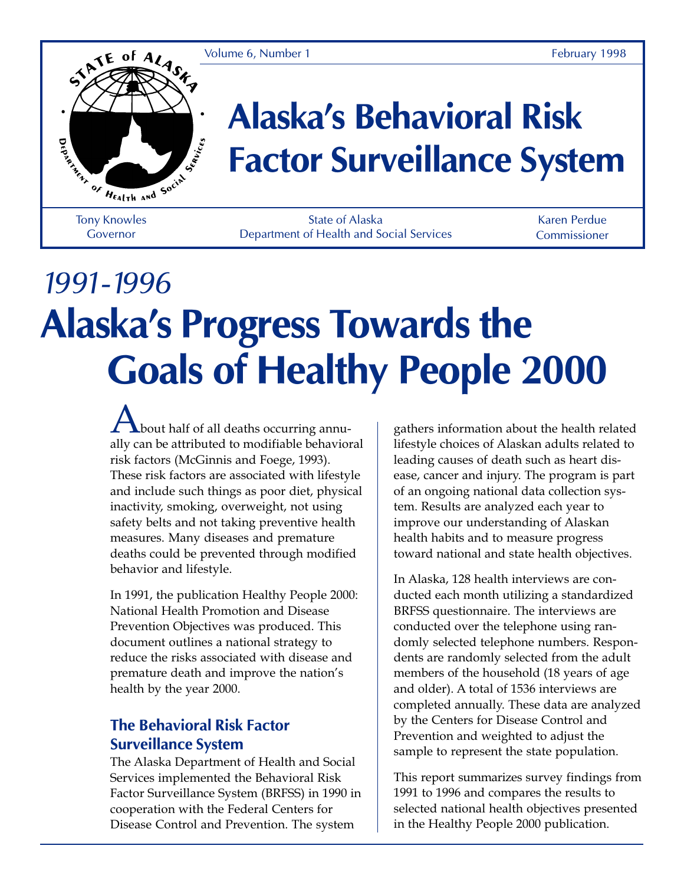Volume 6, Number 1 February 1998

# Alaska's Behavioral Risk Factor Surveillance System

Tony Knowles
Governor

State of Alaska
Department of Health and Social Services

Karen Perdue
Commissioner

*1991-1996*

# Alaska's Progress Towards the Goals of Healthy People 2000

About half of all deaths occurring annually can be attributed to modifiable behavioral risk factors (McGinnis and Foege, 1993). These risk factors are associated with lifestyle and include such things as poor diet, physical inactivity, smoking, overweight, not using safety belts and not taking preventive health measures. Many diseases and premature deaths could be prevented through modified behavior and lifestyle.

In 1991, the publication Healthy People 2000: National Health Promotion and Disease Prevention Objectives was produced. This document outlines a national strategy to reduce the risks associated with disease and premature death and improve the nation's health by the year 2000.

## The Behavioral Risk Factor Surveillance System

The Alaska Department of Health and Social Services implemented the Behavioral Risk Factor Surveillance System (BRFSS) in 1990 in cooperation with the Federal Centers for Disease Control and Prevention. The system gathers information about the health related lifestyle choices of Alaskan adults related to leading causes of death such as heart disease, cancer and injury. The program is part of an ongoing national data collection system. Results are analyzed each year to improve our understanding of Alaskan health habits and to measure progress toward national and state health objectives.

In Alaska, 128 health interviews are conducted each month utilizing a standardized BRFSS questionnaire. The interviews are conducted over the telephone using randomly selected telephone numbers. Respondents are randomly selected from the adult members of the household (18 years of age and older). A total of 1536 interviews are completed annually. These data are analyzed by the Centers for Disease Control and Prevention and weighted to adjust the sample to represent the state population.

This report summarizes survey findings from 1991 to 1996 and compares the results to selected national health objectives presented in the Healthy People 2000 publication.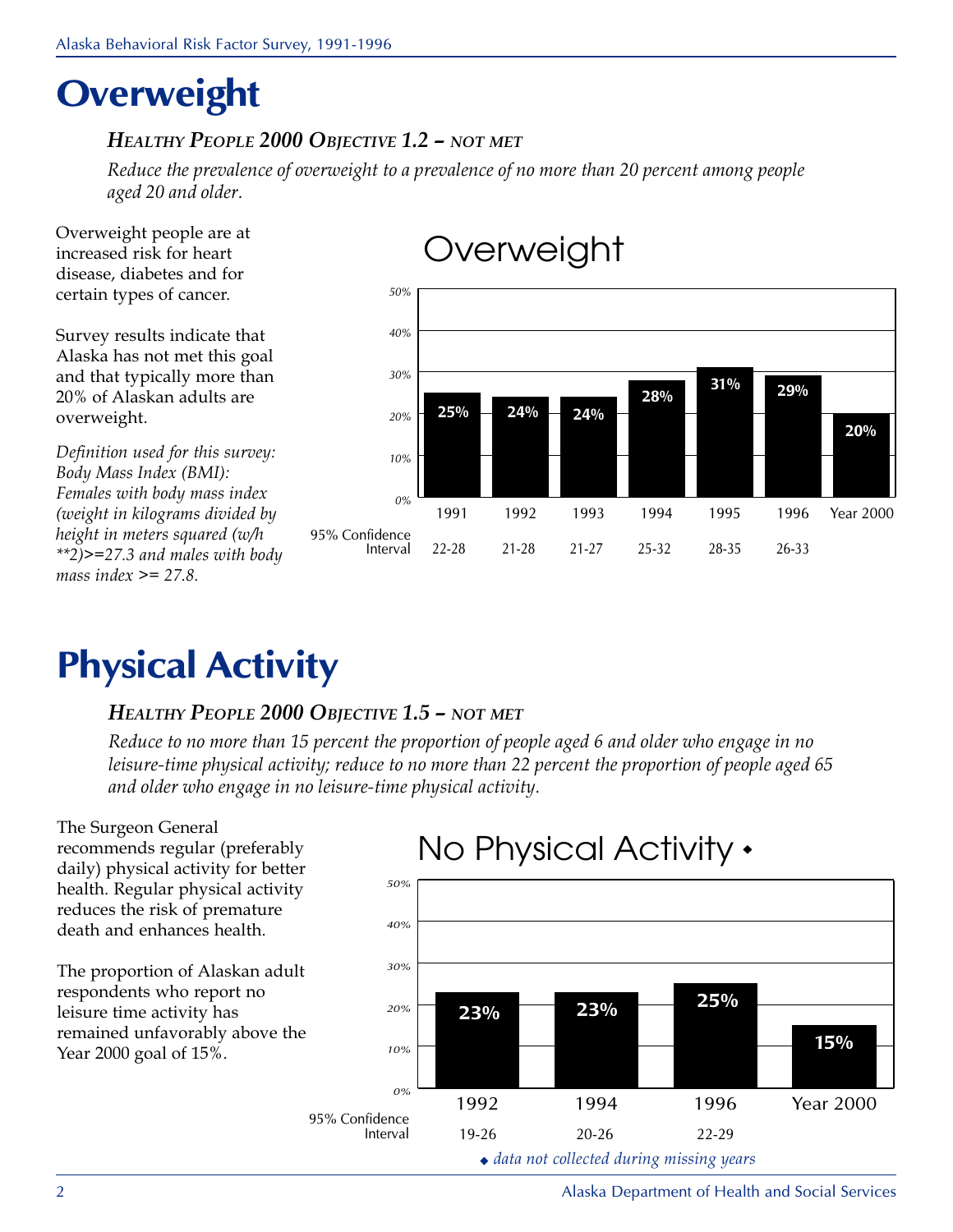# Overweight

### *Healthy People 2000 Objective 1.2 – not met*

*Reduce the prevalence of overweight to a prevalence of no more than 20 percent among people aged 20 and older.*

Overweight people are at increased risk for heart disease, diabetes and for certain types of cancer.

Survey results indicate that Alaska has not met this goal and that typically more than 20% of Alaskan adults are overweight.

*Definition used for this survey: Body Mass Index (BMI): Females with body mass index (weight in kilograms divided by height in meters squared (w/h **2)>=27.3 and males with body mass index >= 27.8.*

**Overweight**

| | 1991 | 1992 | 1993 | 1994 | 1995 | 1996 | Year 2000 |
|---|---|---|---|---|---|---|---|
| Overweight | 25% | 24% | 24% | 28% | 31% | 29% | 20% |
| 95% Confidence Interval | 22-28 | 21-28 | 21-27 | 25-32 | 28-35 | 26-33 | |

# Physical Activity

### *Healthy People 2000 Objective 1.5 – not met*

*Reduce to no more than 15 percent the proportion of people aged 6 and older who engage in no leisure-time physical activity; reduce to no more than 22 percent the proportion of people aged 65 and older who engage in no leisure-time physical activity.*

The Surgeon General recommends regular (preferably daily) physical activity for better health. Regular physical activity reduces the risk of premature death and enhances health.

The proportion of Alaskan adult respondents who report no leisure time activity has remained unfavorably above the Year 2000 goal of 15%.

**No Physical Activity ◆**

| | 1992 | 1994 | 1996 | Year 2000 |
|---|---|---|---|---|
| No Physical Activity | 23% | 23% | 25% | 15% |
| 95% Confidence Interval | 19-26 | 20-26 | 22-29 | |

◆ *data not collected during missing years*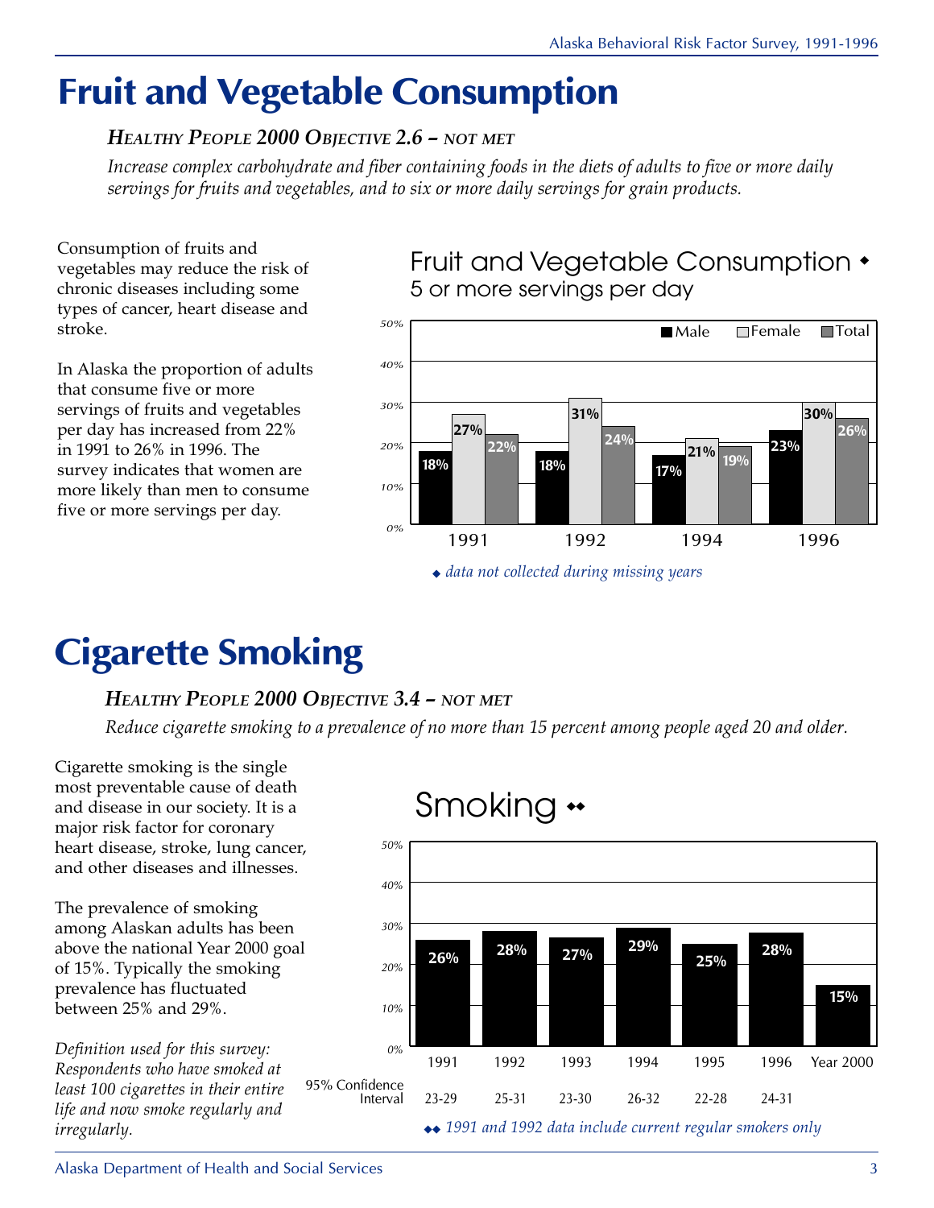# Fruit and Vegetable Consumption

***Healthy People 2000 Objective 2.6 – not met***

*Increase complex carbohydrate and fiber containing foods in the diets of adults to five or more daily servings for fruits and vegetables, and to six or more daily servings for grain products.*

Consumption of fruits and vegetables may reduce the risk of chronic diseases including some types of cancer, heart disease and stroke.

In Alaska the proportion of adults that consume five or more servings of fruits and vegetables per day has increased from 22% in 1991 to 26% in 1996. The survey indicates that women are more likely than men to consume five or more servings per day.

**Fruit and Vegetable Consumption ◆**
**5 or more servings per day**

| Year | Male | Female | Total |
|---|---|---|---|
| 1991 | 18% | 27% | 22% |
| 1992 | 18% | 31% | 24% |
| 1994 | 17% | 21% | 19% |
| 1996 | 23% | 30% | 26% |

*◆ data not collected during missing years*

# Cigarette Smoking

***Healthy People 2000 Objective 3.4 – not met***

*Reduce cigarette smoking to a prevalence of no more than 15 percent among people aged 20 and older.*

Cigarette smoking is the single most preventable cause of death and disease in our society. It is a major risk factor for coronary heart disease, stroke, lung cancer, and other diseases and illnesses.

The prevalence of smoking among Alaskan adults has been above the national Year 2000 goal of 15%. Typically the smoking prevalence has fluctuated between 25% and 29%.

*Definition used for this survey: Respondents who have smoked at least 100 cigarettes in their entire life and now smoke regularly and irregularly.*

**Smoking ◆◆**

| | 1991 | 1992 | 1993 | 1994 | 1995 | 1996 | Year 2000 |
|---|---|---|---|---|---|---|---|
| Prevalence | 26% | 28% | 27% | 29% | 25% | 28% | 15% |
| 95% Confidence Interval | 23-29 | 25-31 | 23-30 | 26-32 | 22-28 | 24-31 | |

*◆◆ 1991 and 1992 data include current regular smokers only*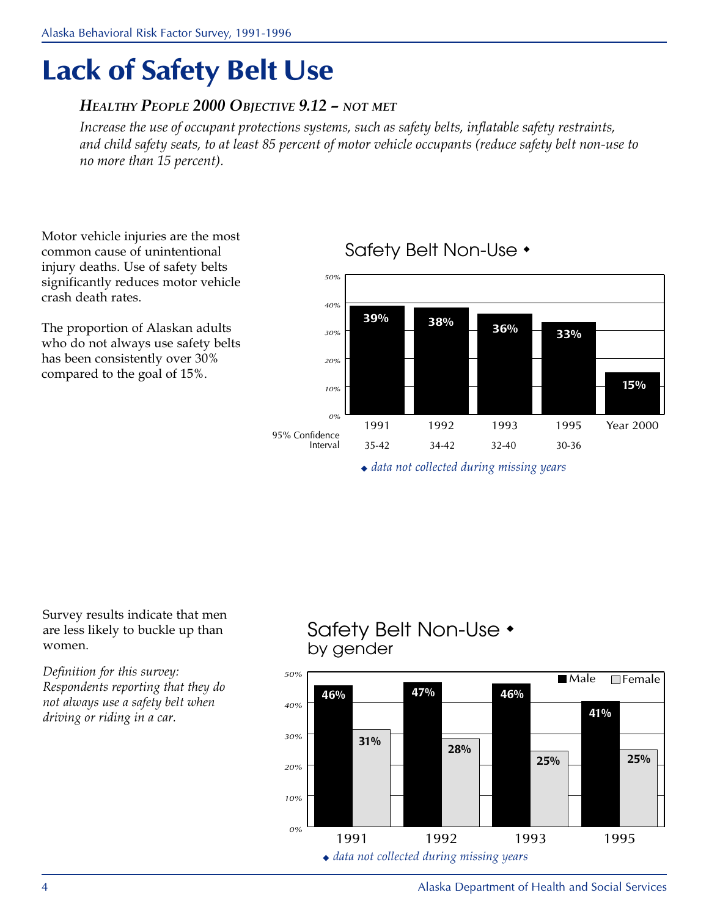# Lack of Safety Belt Use

***Healthy People 2000 Objective 9.12 – not met***

*Increase the use of occupant protections systems, such as safety belts, inflatable safety restraints, and child safety seats, to at least 85 percent of motor vehicle occupants (reduce safety belt non-use to no more than 15 percent).*

Motor vehicle injuries are the most common cause of unintentional injury deaths. Use of safety belts significantly reduces motor vehicle crash death rates.

The proportion of Alaskan adults who do not always use safety belts has been consistently over 30% compared to the goal of 15%.

**Safety Belt Non-Use ◆**

| | 1991 | 1992 | 1993 | 1995 | Year 2000 |
|---|---|---|---|---|---|
| Non-Use | 39% | 38% | 36% | 33% | 15% |
| 95% Confidence Interval | 35-42 | 34-42 | 32-40 | 30-36 | |

*◆ data not collected during missing years*

Survey results indicate that men are less likely to buckle up than women.

*Definition for this survey: Respondents reporting that they do not always use a safety belt when driving or riding in a car.*

**Safety Belt Non-Use ◆ by gender**

| | 1991 | 1992 | 1993 | 1995 |
|---|---|---|---|---|
| Male | 46% | 47% | 46% | 41% |
| Female | 31% | 28% | 25% | 25% |

*◆ data not collected during missing years*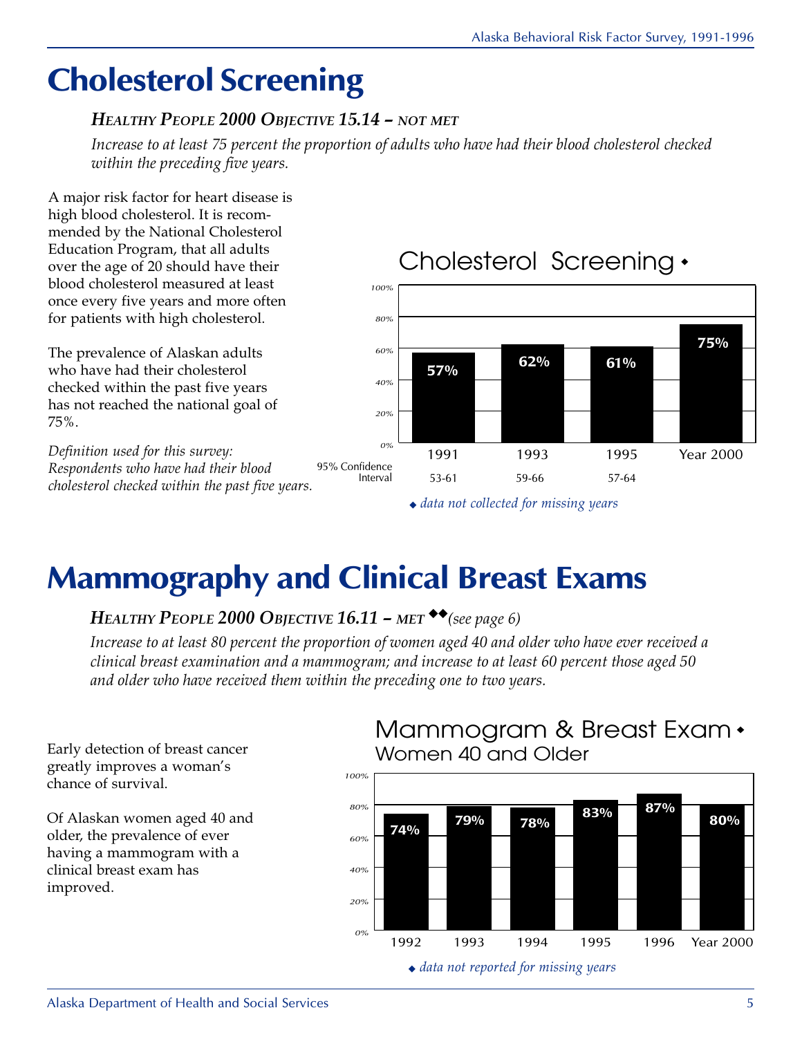# Cholesterol Screening

### *Healthy People 2000 Objective 15.14 – not met*

*Increase to at least 75 percent the proportion of adults who have had their blood cholesterol checked within the preceding five years.*

A major risk factor for heart disease is high blood cholesterol. It is recommended by the National Cholesterol Education Program, that all adults over the age of 20 should have their blood cholesterol measured at least once every five years and more often for patients with high cholesterol.

The prevalence of Alaskan adults who have had their cholesterol checked within the past five years has not reached the national goal of 75%.

*Definition used for this survey: Respondents who have had their blood cholesterol checked within the past five years.*

**Cholesterol Screening ◆**

| | 1991 | 1993 | 1995 | Year 2000 |
|---|---|---|---|---|
| Percent | 57% | 62% | 61% | 75% |
| 95% Confidence Interval | 53-61 | 59-66 | 57-64 | |

*◆ data not collected for missing years*

# Mammography and Clinical Breast Exams

### *Healthy People 2000 Objective 16.11 – met ◆◆ (see page 6)*

*Increase to at least 80 percent the proportion of women aged 40 and older who have ever received a clinical breast examination and a mammogram; and increase to at least 60 percent those aged 50 and older who have received them within the preceding one to two years.*

Early detection of breast cancer greatly improves a woman's chance of survival.

Of Alaskan women aged 40 and older, the prevalence of ever having a mammogram with a clinical breast exam has improved.

**Mammogram & Breast Exam ◆**
**Women 40 and Older**

| 1992 | 1993 | 1994 | 1995 | 1996 | Year 2000 |
|---|---|---|---|---|---|
| 74% | 79% | 78% | 83% | 87% | 80% |

*◆ data not reported for missing years*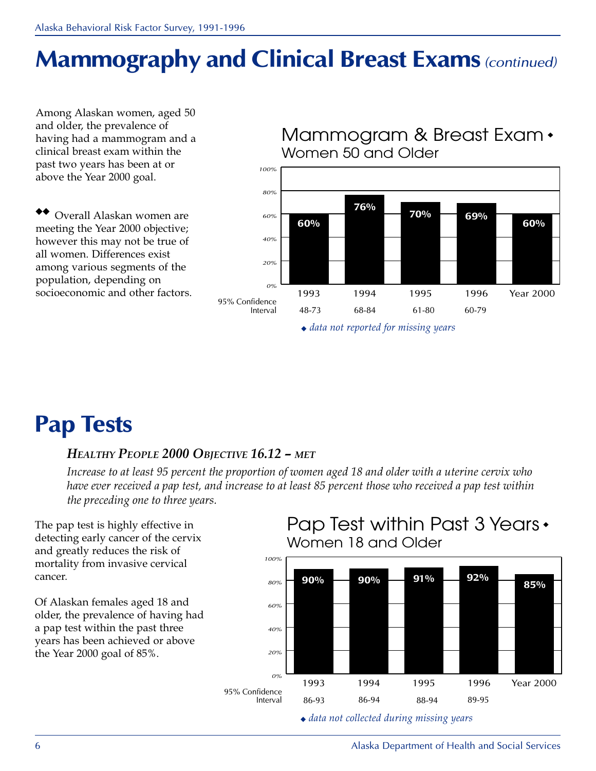# Mammography and Clinical Breast Exams *(continued)*

Among Alaskan women, aged 50 and older, the prevalence of having had a mammogram and a clinical breast exam within the past two years has been at or above the Year 2000 goal.

◆◆ Overall Alaskan women are meeting the Year 2000 objective; however this may not be true of all women. Differences exist among various segments of the population, depending on socioeconomic and other factors.

**Mammogram & Breast Exam ◆**
**Women 50 and Older**

| | 1993 | 1994 | 1995 | 1996 | Year 2000 |
|---|---|---|---|---|---|
| Percent | 60% | 76% | 70% | 69% | 60% |
| 95% Confidence Interval | 48-73 | 68-84 | 61-80 | 60-79 | |

◆ *data not reported for missing years*

# Pap Tests

### *Healthy People 2000 Objective 16.12 – met*

*Increase to at least 95 percent the proportion of women aged 18 and older with a uterine cervix who have ever received a pap test, and increase to at least 85 percent those who received a pap test within the preceding one to three years.*

The pap test is highly effective in detecting early cancer of the cervix and greatly reduces the risk of mortality from invasive cervical cancer.

Of Alaskan females aged 18 and older, the prevalence of having had a pap test within the past three years has been achieved or above the Year 2000 goal of 85%.

**Pap Test within Past 3 Years ◆**
**Women 18 and Older**

| | 1993 | 1994 | 1995 | 1996 | Year 2000 |
|---|---|---|---|---|---|
| Percent | 90% | 90% | 91% | 92% | 85% |
| 95% Confidence Interval | 86-93 | 86-94 | 88-94 | 89-95 | |

◆ *data not collected during missing years*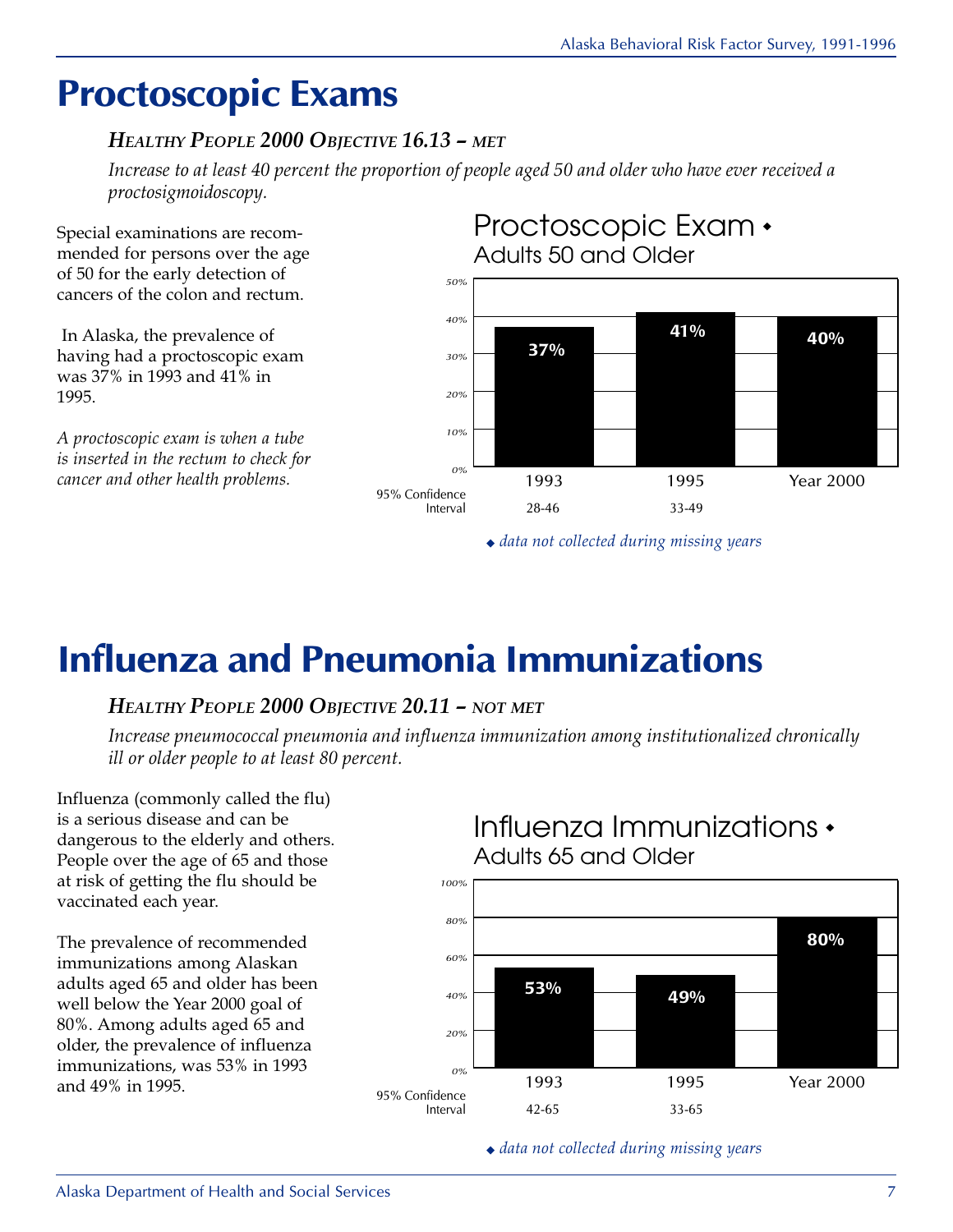# Proctoscopic Exams

### *HEALTHY PEOPLE 2000 OBJECTIVE 16.13 – MET*

*Increase to at least 40 percent the proportion of people aged 50 and older who have ever received a proctosigmoidoscopy.*

Special examinations are recommended for persons over the age of 50 for the early detection of cancers of the colon and rectum.

In Alaska, the prevalence of having had a proctoscopic exam was 37% in 1993 and 41% in 1995.

*A proctoscopic exam is when a tube is inserted in the rectum to check for cancer and other health problems.*

**Proctoscopic Exam ◆**
**Adults 50 and Older**

| | 1993 | 1995 | Year 2000 |
|---|---|---|---|
| Percent | 37% | 41% | 40% |
| 95% Confidence Interval | 28-46 | 33-49 | |

*◆ data not collected during missing years*

# Influenza and Pneumonia Immunizations

### *HEALTHY PEOPLE 2000 OBJECTIVE 20.11 – NOT MET*

*Increase pneumococcal pneumonia and influenza immunization among institutionalized chronically ill or older people to at least 80 percent.*

Influenza (commonly called the flu) is a serious disease and can be dangerous to the elderly and others. People over the age of 65 and those at risk of getting the flu should be vaccinated each year.

The prevalence of recommended immunizations among Alaskan adults aged 65 and older has been well below the Year 2000 goal of 80%. Among adults aged 65 and older, the prevalence of influenza immunizations, was 53% in 1993 and 49% in 1995.

**Influenza Immunizations ◆**
**Adults 65 and Older**

| | 1993 | 1995 | Year 2000 |
|---|---|---|---|
| Percent | 53% | 49% | 80% |
| 95% Confidence Interval | 42-65 | 33-65 | |

*◆ data not collected during missing years*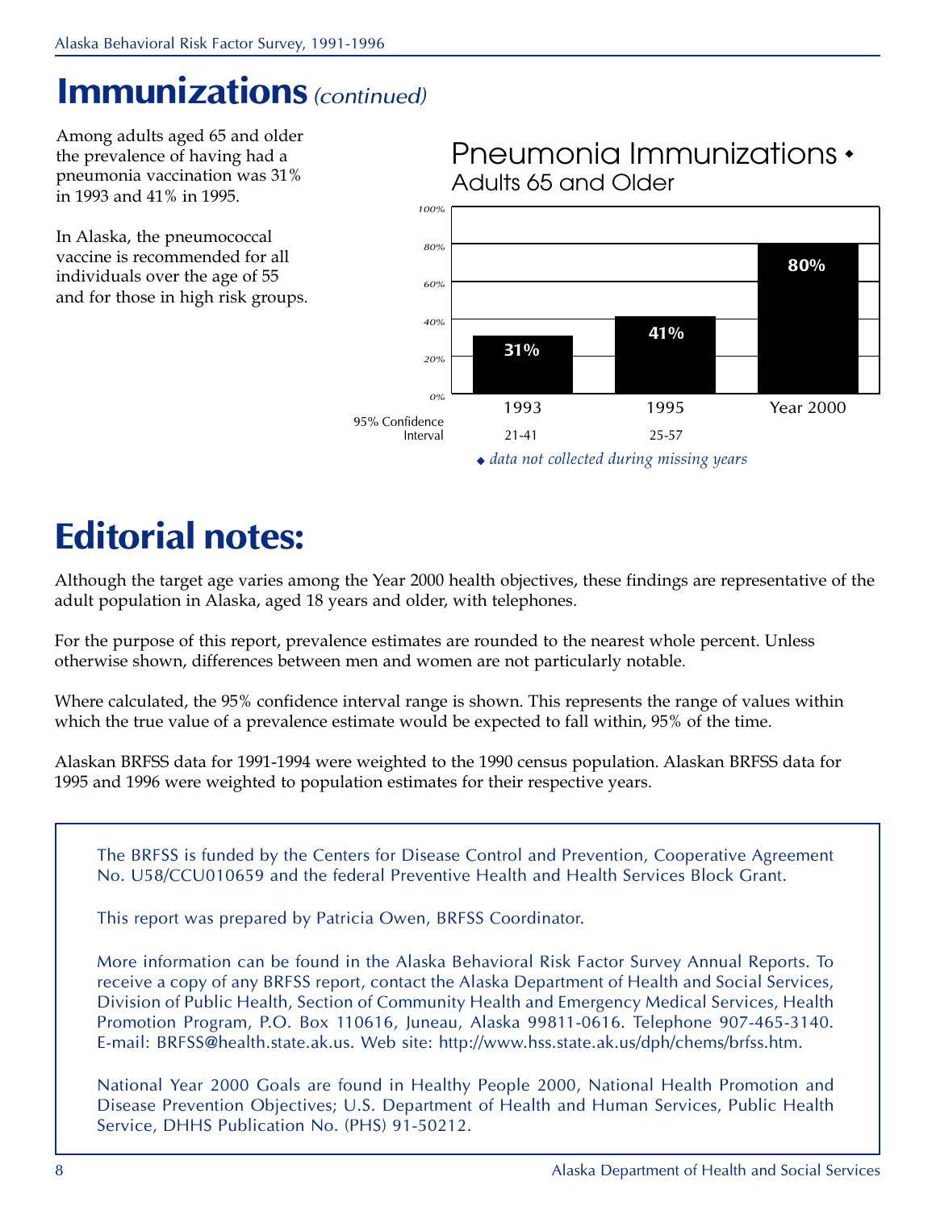# Immunizations *(continued)*

Among adults aged 65 and older the prevalence of having had a pneumonia vaccination was 31% in 1993 and 41% in 1995.

In Alaska, the pneumococcal vaccine is recommended for all individuals over the age of 55 and for those in high risk groups.

Pneumonia Immunizations ◆
Adults 65 and Older

100%
80%
60%
40%
20%
0%

31%
41%
80%

1993
1995
Year 2000

95% Confidence Interval
21-41
25-57

◆ *data not collected during missing years*

# Editorial notes:

Although the target age varies among the Year 2000 health objectives, these findings are representative of the adult population in Alaska, aged 18 years and older, with telephones.

For the purpose of this report, prevalence estimates are rounded to the nearest whole percent. Unless otherwise shown, differences between men and women are not particularly notable.

Where calculated, the 95% confidence interval range is shown. This represents the range of values within which the true value of a prevalence estimate would be expected to fall within, 95% of the time.

Alaskan BRFSS data for 1991-1994 were weighted to the 1990 census population. Alaskan BRFSS data for 1995 and 1996 were weighted to population estimates for their respective years.

The BRFSS is funded by the Centers for Disease Control and Prevention, Cooperative Agreement No. U58/CCU010659 and the federal Preventive Health and Health Services Block Grant.

This report was prepared by Patricia Owen, BRFSS Coordinator.

More information can be found in the Alaska Behavioral Risk Factor Survey Annual Reports. To receive a copy of any BRFSS report, contact the Alaska Department of Health and Social Services, Division of Public Health, Section of Community Health and Emergency Medical Services, Health Promotion Program, P.O. Box 110616, Juneau, Alaska 99811-0616. Telephone 907-465-3140. E-mail: BRFSS@health.state.ak.us. Web site: http://www.hss.state.ak.us/dph/chems/brfss.htm.

National Year 2000 Goals are found in Healthy People 2000, National Health Promotion and Disease Prevention Objectives; U.S. Department of Health and Human Services, Public Health Service, DHHS Publication No. (PHS) 91-50212.